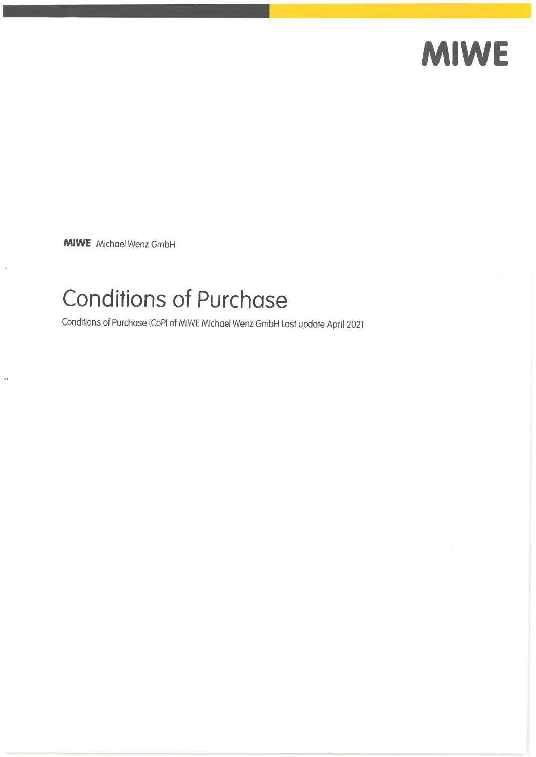MIWE

**MIWE** Michael Wenz GmbH

# Conditions of Purchase

Conditions of Purchase (CoP) of MIWE Michael Wenz GmbH Last update April 2021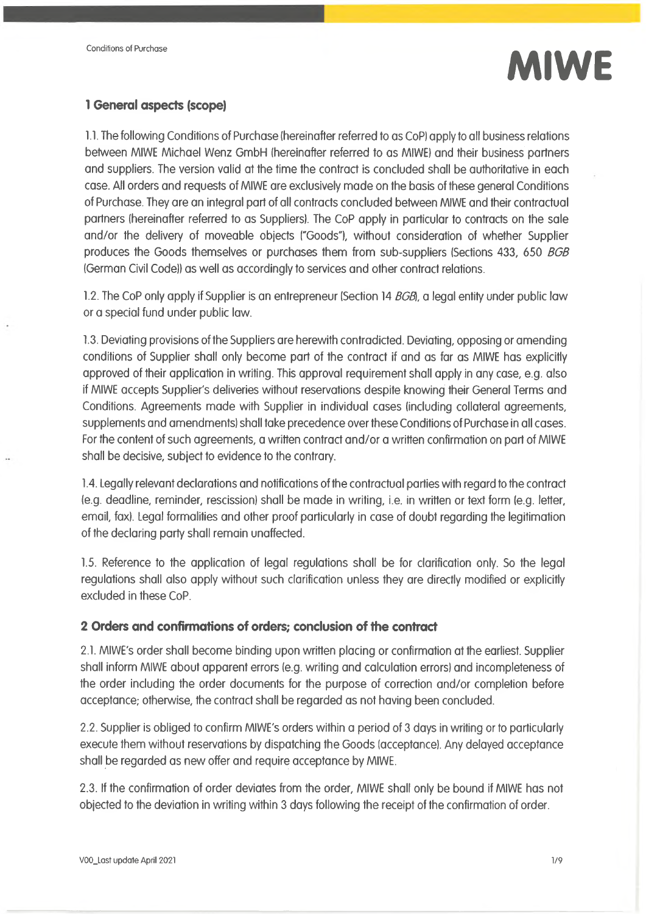## 1 General aspects (scope)

1.1. The following Conditions of Purchase (hereinafter referred to as CoP) apply to all business relations between MIWE Michael Wenz GmbH (hereinafter referred to as MIWE) and their business partners and suppliers. The version valid at the time the contract is concluded shall be authoritative in each case. All orders and requests of MIWE are exclusively made on the basis of these general Conditions of Purchase. They are an integral part of all contracts concluded between MIWE and their contractual partners (hereinafter referred to as Suppliers). The CoP apply in particular to contracts on the sale and/or the delivery of moveable objects ("Goods"), without consideration of whether Supplier produces the Goods themselves or purchases them from sub-suppliers (Sections 433, 650 *BGB* (German Civil Code)) as well as accordingly to services and other contract relations.

1.2. The CoP only apply if Supplier is an entrepreneur (Section 14 *BGB*), a legal entity under public law or a special fund under public law.

1.3. Deviating provisions of the Suppliers are herewith contradicted. Deviating, opposing or amending conditions of Supplier shall only become part of the contract if and as far as MIWE has explicitly approved of their application in writing. This approval requirement shall apply in any case, e.g. also if MIWE accepts Supplier's deliveries without reservations despite knowing their General Terms and Conditions. Agreements made with Supplier in individual cases (including collateral agreements, supplements and amendments) shall take precedence over these Conditions of Purchase in all cases. For the content of such agreements, a written contract and/or a written confirmation on part of MIWE shall be decisive, subject to evidence to the contrary.

1.4. Legally relevant declarations and notifications of the contractual parties with regard to the contract (e.g. deadline, reminder, rescission) shall be made in writing, i.e. in written or text form (e.g. letter, email, fax). Legal formalities and other proof particularly in case of doubt regarding the legitimation of the declaring party shall remain unaffected.

1.5. Reference to the application of legal regulations shall be for clarification only. So the legal regulations shall also apply without such clarification unless they are directly modified or explicitly excluded in these CoP.

## 2 Orders and confirmations of orders; conclusion of the contract

2.1. MIWE's order shall become binding upon written placing or confirmation at the earliest. Supplier shall inform MIWE about apparent errors (e.g. writing and calculation errors) and incompleteness of the order including the order documents for the purpose of correction and/or completion before acceptance; otherwise, the contract shall be regarded as not having been concluded.

2.2. Supplier is obliged to confirm MIWE's orders within a period of 3 days in writing or to particularly execute them without reservations by dispatching the Goods (acceptance). Any delayed acceptance shall be regarded as new offer and require acceptance by MIWE.

2.3. If the confirmation of order deviates from the order, MIWE shall only be bound if MIWE has not objected to the deviation in writing within 3 days following the receipt of the confirmation of order.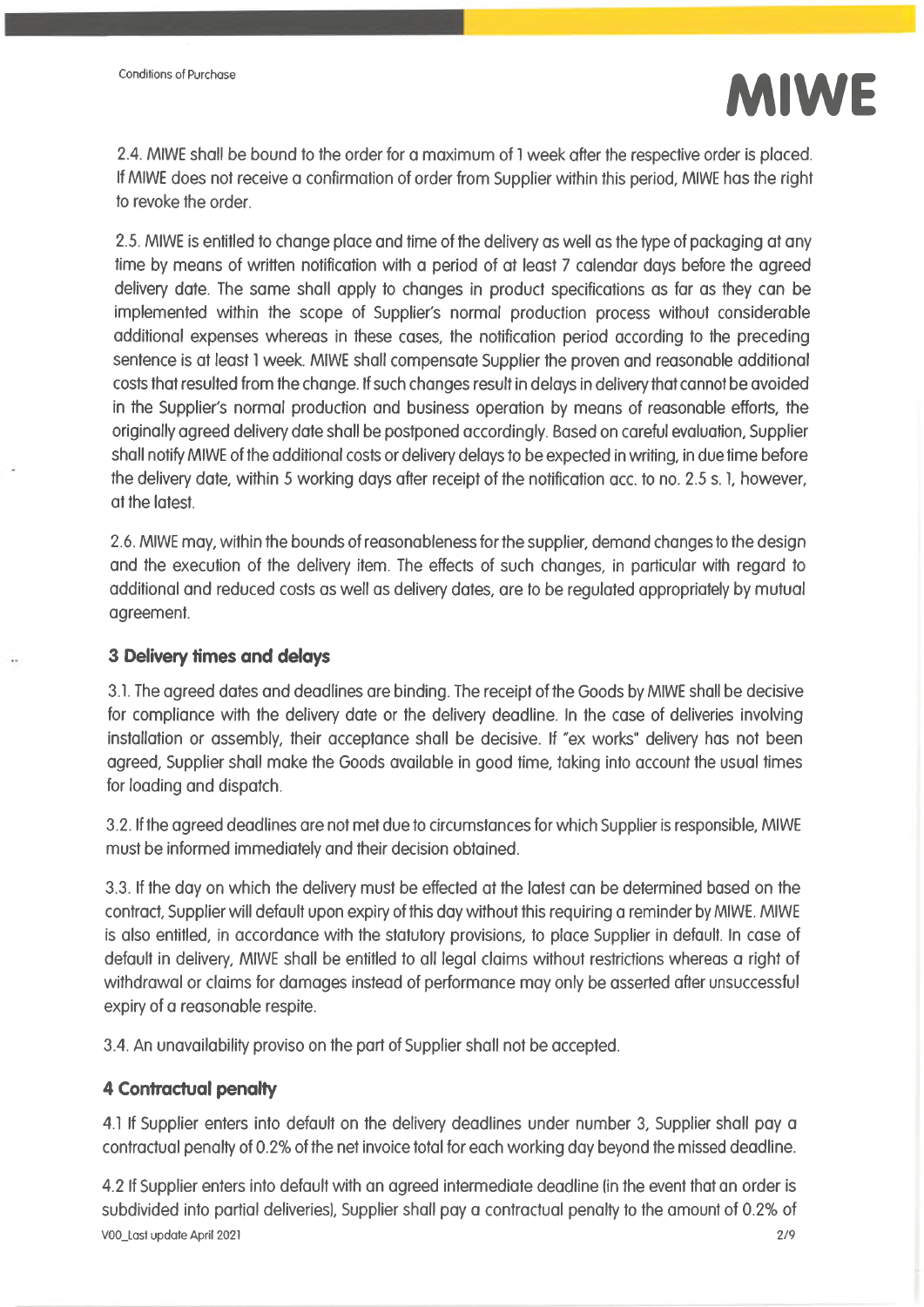2.4. MIWE shall be bound to the order for a maximum of 1 week after the respective order is placed. If MIWE does not receive a confirmation of order from Supplier within this period, MIWE has the right to revoke the order.

2.5. MIWE is entitled to change place and time of the delivery as well as the type of packaging at any time by means of written notification with a period of at least 7 calendar days before the agreed delivery date. The same shall apply to changes in product specifications as far as they can be implemented within the scope of Supplier's normal production process without considerable additional expenses whereas in these cases, the notification period according to the preceding sentence is at least 1 week. MIWE shall compensate Supplier the proven and reasonable additional costs that resulted from the change. If such changes result in delays in delivery that cannot be avoided in the Supplier's normal production and business operation by means of reasonable efforts, the originally agreed delivery date shall be postponed accordingly. Based on careful evaluation, Supplier shall notify MIWE of the additional costs or delivery delays to be expected in writing, in due time before the delivery date, within 5 working days after receipt of the notification acc. to no. 2.5 s. 1, however, at the latest.

2.6. MIWE may, within the bounds of reasonableness for the supplier, demand changes to the design and the execution of the delivery item. The effects of such changes, in particular with regard to additional and reduced costs as well as delivery dates, are to be regulated appropriately by mutual agreement.

## 3 Delivery times and delays

3.1. The agreed dates and deadlines are binding. The receipt of the Goods by MIWE shall be decisive for compliance with the delivery date or the delivery deadline. In the case of deliveries involving installation or assembly, their acceptance shall be decisive. If "ex works" delivery has not been agreed, Supplier shall make the Goods available in good time, taking into account the usual times for loading and dispatch.

3.2. If the agreed deadlines are not met due to circumstances for which Supplier is responsible, MIWE must be informed immediately and their decision obtained.

3.3. If the day on which the delivery must be effected at the latest can be determined based on the contract, Supplier will default upon expiry of this day without this requiring a reminder by MIWE. MIWE is also entitled, in accordance with the statutory provisions, to place Supplier in default. In case of default in delivery, MIWE shall be entitled to all legal claims without restrictions whereas a right of withdrawal or claims for damages instead of performance may only be asserted after unsuccessful expiry of a reasonable respite.

3.4. An unavailability proviso on the part of Supplier shall not be accepted.

## 4 Contractual penalty

4.1 If Supplier enters into default on the delivery deadlines under number 3, Supplier shall pay a contractual penalty of 0.2% of the net invoice total for each working day beyond the missed deadline.

4.2 If Supplier enters into default with an agreed intermediate deadline (in the event that an order is subdivided into partial deliveries), Supplier shall pay a contractual penalty to the amount of 0.2% of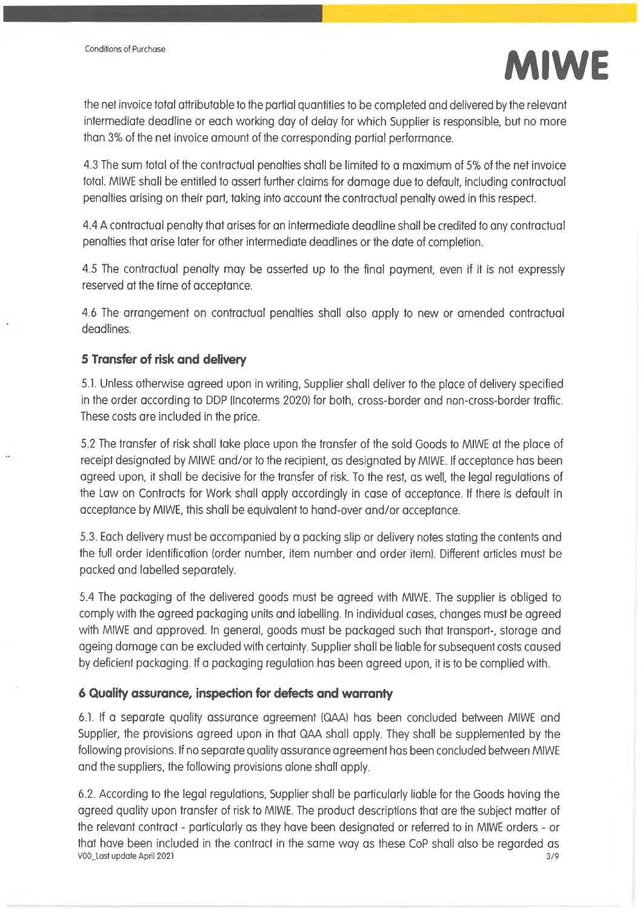the net invoice total attributable to the partial quantities to be completed and delivered by the relevant intermediate deadline or each working day of delay for which Supplier is responsible, but no more than 3% of the net invoice amount of the corresponding partial performance.

4.3 The sum total of the contractual penalties shall be limited to a maximum of 5% of the net invoice total. MIWE shall be entitled to assert further claims for damage due to default, including contractual penalties arising on their part, taking into account the contractual penalty owed in this respect.

4.4 A contractual penalty that arises for an intermediate deadline shall be credited to any contractual penalties that arise later for other intermediate deadlines or the date of completion.

4.5 The contractual penalty may be asserted up to the final payment, even if it is not expressly reserved at the time of acceptance.

4.6 The arrangement on contractual penalties shall also apply to new or amended contractual deadlines.

## 5 Transfer of risk and delivery

5.1. Unless otherwise agreed upon in writing, Supplier shall deliver to the place of delivery specified in the order according to DDP (Incoterms 2020) for both, cross-border and non-cross-border traffic. These costs are included in the price.

5.2 The transfer of risk shall take place upon the transfer of the sold Goods to MIWE at the place of receipt designated by MIWE and/or to the recipient, as designated by MIWE. If acceptance has been agreed upon, it shall be decisive for the transfer of risk. To the rest, as well, the legal regulations of the Law on Contracts for Work shall apply accordingly in case of acceptance. If there is default in acceptance by MIWE, this shall be equivalent to hand-over and/or acceptance.

5.3. Each delivery must be accompanied by a packing slip or delivery notes stating the contents and the full order identification (order number, item number and order item). Different articles must be packed and labelled separately.

5.4 The packaging of the delivered goods must be agreed with MIWE. The supplier is obliged to comply with the agreed packaging units and labelling. In individual cases, changes must be agreed with MIWE and approved. In general, goods must be packaged such that transport-, storage and ageing damage can be excluded with certainty. Supplier shall be liable for subsequent costs caused by deficient packaging. If a packaging regulation has been agreed upon, it is to be complied with.

## 6 Quality assurance, inspection for defects and warranty

6.1. If a separate quality assurance agreement (QAA) has been concluded between MIWE and Supplier, the provisions agreed upon in that QAA shall apply. They shall be supplemented by the following provisions. If no separate quality assurance agreement has been concluded between MIWE and the suppliers, the following provisions alone shall apply.

6.2. According to the legal regulations, Supplier shall be particularly liable for the Goods having the agreed quality upon transfer of risk to MIWE. The product descriptions that are the subject matter of the relevant contract - particularly as they have been designated or referred to in MIWE orders - or that have been included in the contract in the same way as these CoP shall also be regarded as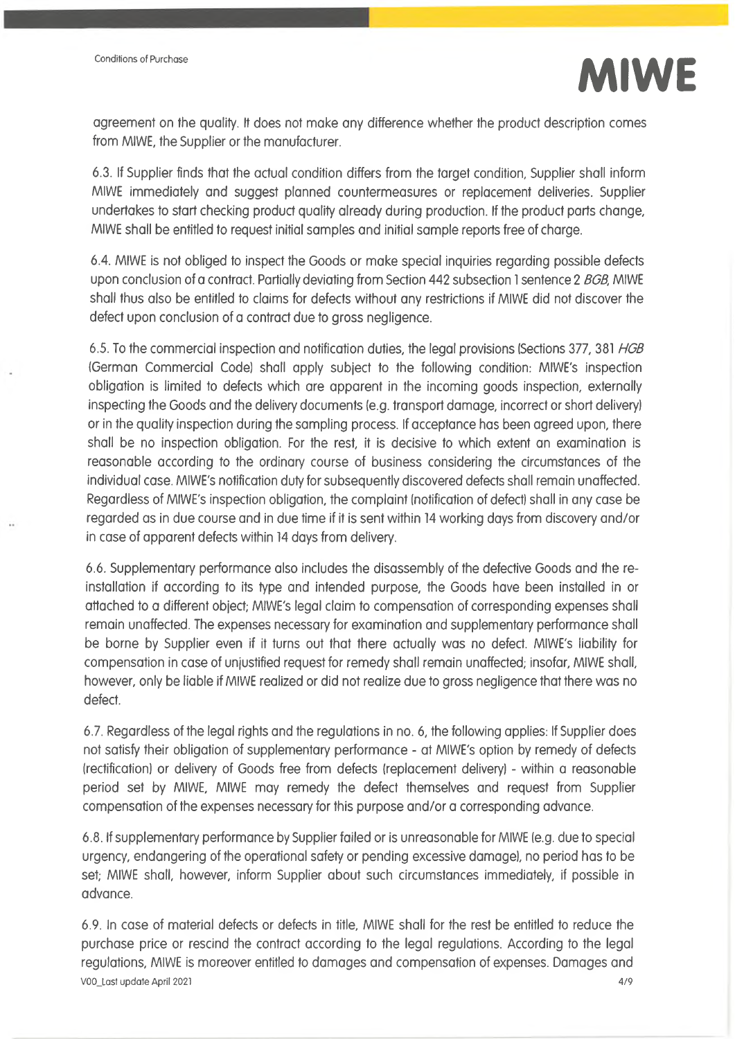agreement on the quality. It does not make any difference whether the product description comes from MIWE, the Supplier or the manufacturer.

6.3. If Supplier finds that the actual condition differs from the target condition, Supplier shall inform MIWE immediately and suggest planned countermeasures or replacement deliveries. Supplier undertakes to start checking product quality already during production. If the product parts change, MIWE shall be entitled to request initial samples and initial sample reports free of charge.

6.4. MIWE is not obliged to inspect the Goods or make special inquiries regarding possible defects upon conclusion of a contract. Partially deviating from Section 442 subsection 1 sentence 2 *BGB*, MIWE shall thus also be entitled to claims for defects without any restrictions if MIWE did not discover the defect upon conclusion of a contract due to gross negligence.

6.5. To the commercial inspection and notification duties, the legal provisions (Sections 377, 381 *HGB* (German Commercial Code) shall apply subject to the following condition: MIWE's inspection obligation is limited to defects which are apparent in the incoming goods inspection, externally inspecting the Goods and the delivery documents (e.g. transport damage, incorrect or short delivery) or in the quality inspection during the sampling process. If acceptance has been agreed upon, there shall be no inspection obligation. For the rest, it is decisive to which extent an examination is reasonable according to the ordinary course of business considering the circumstances of the individual case. MIWE's notification duty for subsequently discovered defects shall remain unaffected. Regardless of MIWE's inspection obligation, the complaint (notification of defect) shall in any case be regarded as in due course and in due time if it is sent within 14 working days from discovery and/or in case of apparent defects within 14 days from delivery.

6.6. Supplementary performance also includes the disassembly of the defective Goods and the re-installation if according to its type and intended purpose, the Goods have been installed in or attached to a different object; MIWE's legal claim to compensation of corresponding expenses shall remain unaffected. The expenses necessary for examination and supplementary performance shall be borne by Supplier even if it turns out that there actually was no defect. MIWE's liability for compensation in case of unjustified request for remedy shall remain unaffected; insofar, MIWE shall, however, only be liable if MIWE realized or did not realize due to gross negligence that there was no defect.

6.7. Regardless of the legal rights and the regulations in no. 6, the following applies: If Supplier does not satisfy their obligation of supplementary performance - at MIWE's option by remedy of defects (rectification) or delivery of Goods free from defects (replacement delivery) - within a reasonable period set by MIWE, MIWE may remedy the defect themselves and request from Supplier compensation of the expenses necessary for this purpose and/or a corresponding advance.

6.8. If supplementary performance by Supplier failed or is unreasonable for MIWE (e.g. due to special urgency, endangering of the operational safety or pending excessive damage), no period has to be set; MIWE shall, however, inform Supplier about such circumstances immediately, if possible in advance.

6.9. In case of material defects or defects in title, MIWE shall for the rest be entitled to reduce the purchase price or rescind the contract according to the legal regulations. According to the legal regulations, MIWE is moreover entitled to damages and compensation of expenses. Damages and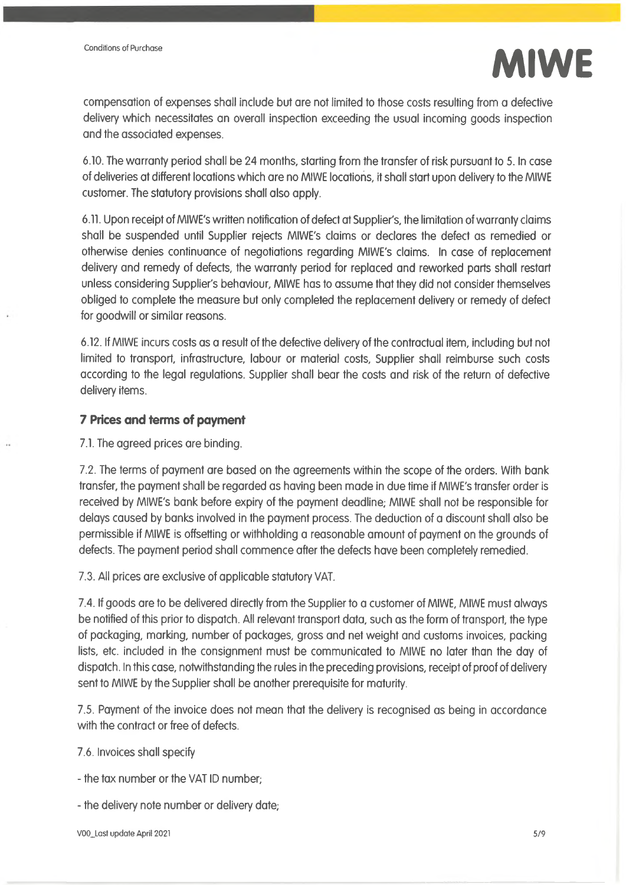compensation of expenses shall include but are not limited to those costs resulting from a defective delivery which necessitates an overall inspection exceeding the usual incoming goods inspection and the associated expenses.

6.10. The warranty period shall be 24 months, starting from the transfer of risk pursuant to 5. In case of deliveries at different locations which are no MIWE locations, it shall start upon delivery to the MIWE customer. The statutory provisions shall also apply.

6.11. Upon receipt of MIWE's written notification of defect at Supplier's, the limitation of warranty claims shall be suspended until Supplier rejects MIWE's claims or declares the defect as remedied or otherwise denies continuance of negotiations regarding MIWE's claims. In case of replacement delivery and remedy of defects, the warranty period for replaced and reworked parts shall restart unless considering Supplier's behaviour, MIWE has to assume that they did not consider themselves obliged to complete the measure but only completed the replacement delivery or remedy of defect for goodwill or similar reasons.

6.12. If MIWE incurs costs as a result of the defective delivery of the contractual item, including but not limited to transport, infrastructure, labour or material costs, Supplier shall reimburse such costs according to the legal regulations. Supplier shall bear the costs and risk of the return of defective delivery items.

## 7 Prices and terms of payment

7.1. The agreed prices are binding.

7.2. The terms of payment are based on the agreements within the scope of the orders. With bank transfer, the payment shall be regarded as having been made in due time if MIWE's transfer order is received by MIWE's bank before expiry of the payment deadline; MIWE shall not be responsible for delays caused by banks involved in the payment process. The deduction of a discount shall also be permissible if MIWE is offsetting or withholding a reasonable amount of payment on the grounds of defects. The payment period shall commence after the defects have been completely remedied.

7.3. All prices are exclusive of applicable statutory VAT.

7.4. If goods are to be delivered directly from the Supplier to a customer of MIWE, MIWE must always be notified of this prior to dispatch. All relevant transport data, such as the form of transport, the type of packaging, marking, number of packages, gross and net weight and customs invoices, packing lists, etc. included in the consignment must be communicated to MIWE no later than the day of dispatch. In this case, notwithstanding the rules in the preceding provisions, receipt of proof of delivery sent to MIWE by the Supplier shall be another prerequisite for maturity.

7.5. Payment of the invoice does not mean that the delivery is recognised as being in accordance with the contract or free of defects.

7.6. Invoices shall specify

- the tax number or the VAT ID number;
- the delivery note number or delivery date;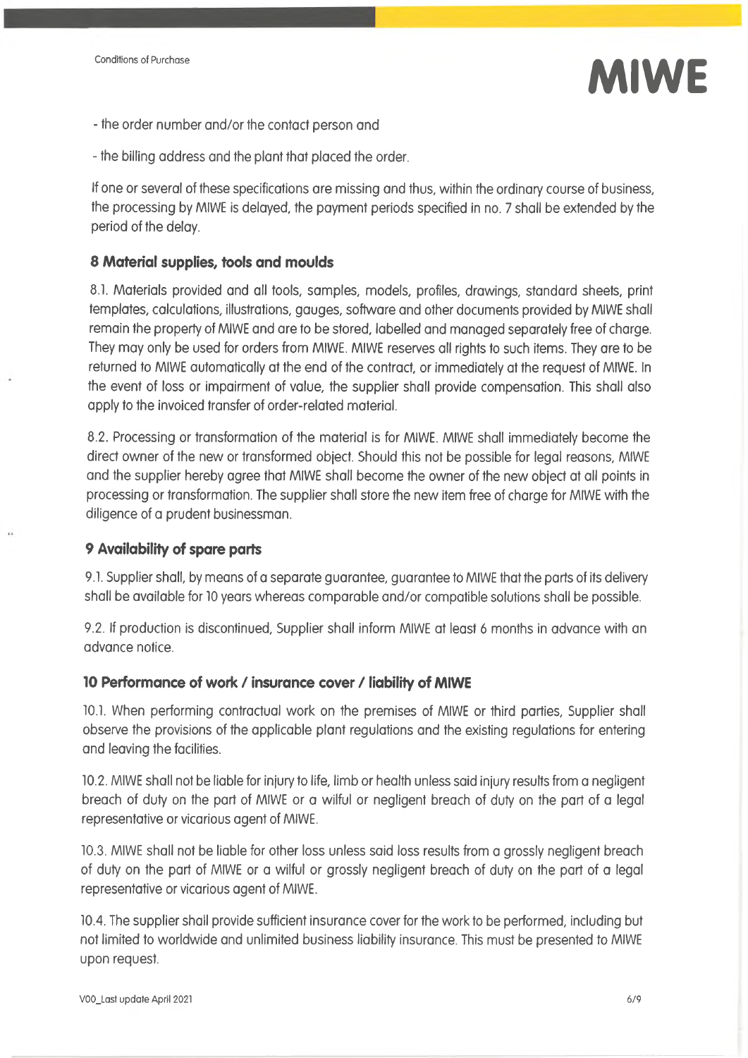- the order number and/or the contact person and

- the billing address and the plant that placed the order.

If one or several of these specifications are missing and thus, within the ordinary course of business, the processing by MIWE is delayed, the payment periods specified in no. 7 shall be extended by the period of the delay.

### 8 Material supplies, tools and moulds

8.1. Materials provided and all tools, samples, models, profiles, drawings, standard sheets, print templates, calculations, illustrations, gauges, software and other documents provided by MIWE shall remain the property of MIWE and are to be stored, labelled and managed separately free of charge. They may only be used for orders from MIWE. MIWE reserves all rights to such items. They are to be returned to MIWE automatically at the end of the contract, or immediately at the request of MIWE. In the event of loss or impairment of value, the supplier shall provide compensation. This shall also apply to the invoiced transfer of order-related material.

8.2. Processing or transformation of the material is for MIWE. MIWE shall immediately become the direct owner of the new or transformed object. Should this not be possible for legal reasons, MIWE and the supplier hereby agree that MIWE shall become the owner of the new object at all points in processing or transformation. The supplier shall store the new item free of charge for MIWE with the diligence of a prudent businessman.

### 9 Availability of spare parts

9.1. Supplier shall, by means of a separate guarantee, guarantee to MIWE that the parts of its delivery shall be available for 10 years whereas comparable and/or compatible solutions shall be possible.

9.2. If production is discontinued, Supplier shall inform MIWE at least 6 months in advance with an advance notice.

### 10 Performance of work / insurance cover / liability of MIWE

10.1. When performing contractual work on the premises of MIWE or third parties, Supplier shall observe the provisions of the applicable plant regulations and the existing regulations for entering and leaving the facilities.

10.2. MIWE shall not be liable for injury to life, limb or health unless said injury results from a negligent breach of duty on the part of MIWE or a wilful or negligent breach of duty on the part of a legal representative or vicarious agent of MIWE.

10.3. MIWE shall not be liable for other loss unless said loss results from a grossly negligent breach of duty on the part of MIWE or a wilful or grossly negligent breach of duty on the part of a legal representative or vicarious agent of MIWE.

10.4. The supplier shall provide sufficient insurance cover for the work to be performed, including but not limited to worldwide and unlimited business liability insurance. This must be presented to MIWE upon request.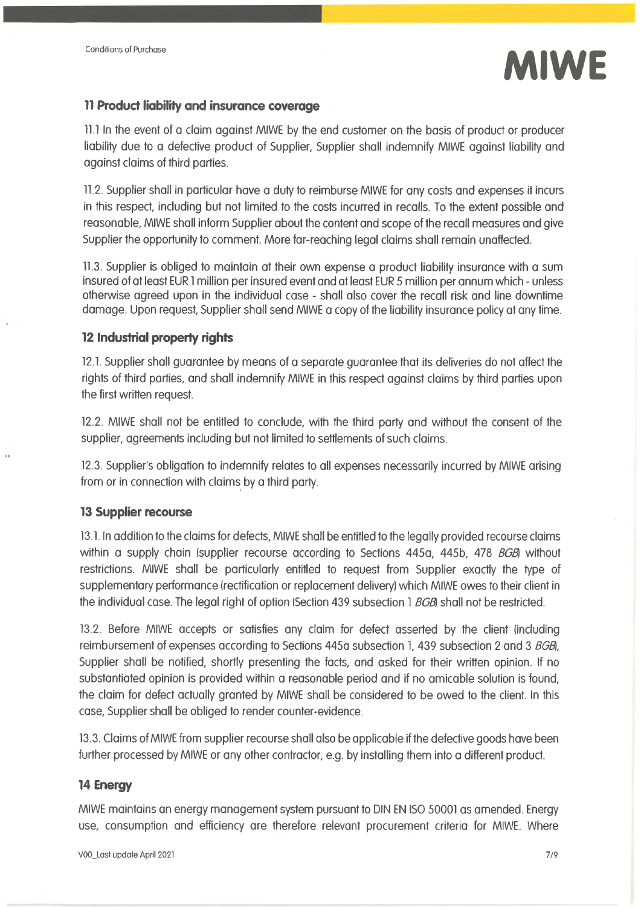## 11 Product liability and insurance coverage

11.1 In the event of a claim against MIWE by the end customer on the basis of product or producer liability due to a defective product of Supplier, Supplier shall indemnify MIWE against liability and against claims of third parties.

11.2. Supplier shall in particular have a duty to reimburse MIWE for any costs and expenses it incurs in this respect, including but not limited to the costs incurred in recalls. To the extent possible and reasonable, MIWE shall inform Supplier about the content and scope of the recall measures and give Supplier the opportunity to comment. More far-reaching legal claims shall remain unaffected.

11.3. Supplier is obliged to maintain at their own expense a product liability insurance with a sum insured of at least EUR 1 million per insured event and at least EUR 5 million per annum which - unless otherwise agreed upon in the individual case - shall also cover the recall risk and line downtime damage. Upon request, Supplier shall send MIWE a copy of the liability insurance policy at any time.

## 12 Industrial property rights

12.1. Supplier shall guarantee by means of a separate guarantee that its deliveries do not affect the rights of third parties, and shall indemnify MIWE in this respect against claims by third parties upon the first written request.

12.2. MIWE shall not be entitled to conclude, with the third party and without the consent of the supplier, agreements including but not limited to settlements of such claims.

12.3. Supplier's obligation to indemnify relates to all expenses necessarily incurred by MIWE arising from or in connection with claims by a third party.

## 13 Supplier recourse

13.1. In addition to the claims for defects, MIWE shall be entitled to the legally provided recourse claims within a supply chain (supplier recourse according to Sections 445a, 445b, 478 *BGB*) without restrictions. MIWE shall be particularly entitled to request from Supplier exactly the type of supplementary performance (rectification or replacement delivery) which MIWE owes to their client in the individual case. The legal right of option (Section 439 subsection 1 *BGB*) shall not be restricted.

13.2. Before MIWE accepts or satisfies any claim for defect asserted by the client (including reimbursement of expenses according to Sections 445a subsection 1, 439 subsection 2 and 3 *BGB*), Supplier shall be notified, shortly presenting the facts, and asked for their written opinion. If no substantiated opinion is provided within a reasonable period and if no amicable solution is found, the claim for defect actually granted by MIWE shall be considered to be owed to the client. In this case, Supplier shall be obliged to render counter-evidence.

13.3. Claims of MIWE from supplier recourse shall also be applicable if the defective goods have been further processed by MIWE or any other contractor, e.g. by installing them into a different product.

## 14 Energy

MIWE maintains an energy management system pursuant to DIN EN ISO 50001 as amended. Energy use, consumption and efficiency are therefore relevant procurement criteria for MIWE. Where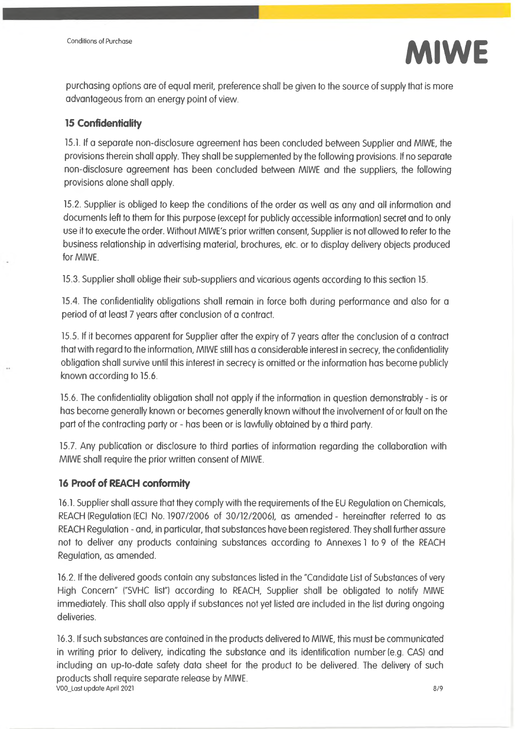purchasing options are of equal merit, preference shall be given to the source of supply that is more advantageous from an energy point of view.

## 15 Confidentiality

15.1. If a separate non-disclosure agreement has been concluded between Supplier and MIWE, the provisions therein shall apply. They shall be supplemented by the following provisions. If no separate non-disclosure agreement has been concluded between MIWE and the suppliers, the following provisions alone shall apply.

15.2. Supplier is obliged to keep the conditions of the order as well as any and all information and documents left to them for this purpose (except for publicly accessible information) secret and to only use it to execute the order. Without MIWE's prior written consent, Supplier is not allowed to refer to the business relationship in advertising material, brochures, etc. or to display delivery objects produced for MIWE.

15.3. Supplier shall oblige their sub-suppliers and vicarious agents according to this section 15.

15.4. The confidentiality obligations shall remain in force both during performance and also for a period of at least 7 years after conclusion of a contract.

15.5. If it becomes apparent for Supplier after the expiry of 7 years after the conclusion of a contract that with regard to the information, MIWE still has a considerable interest in secrecy, the confidentiality obligation shall survive until this interest in secrecy is omitted or the information has become publicly known according to 15.6.

15.6. The confidentiality obligation shall not apply if the information in question demonstrably - is or has become generally known or becomes generally known without the involvement of or fault on the part of the contracting party or - has been or is lawfully obtained by a third party.

15.7. Any publication or disclosure to third parties of information regarding the collaboration with MIWE shall require the prior written consent of MIWE.

## 16 Proof of REACH conformity

16.1. Supplier shall assure that they comply with the requirements of the EU Regulation on Chemicals, REACH (Regulation (EC) No. 1907/2006 of 30/12/2006), as amended - hereinafter referred to as REACH Regulation - and, in particular, that substances have been registered. They shall further assure not to deliver any products containing substances according to Annexes 1 to 9 of the REACH Regulation, as amended.

16.2. If the delivered goods contain any substances listed in the "Candidate List of Substances of very High Concern" ("SVHC list") according to REACH, Supplier shall be obligated to notify MIWE immediately. This shall also apply if substances not yet listed are included in the list during ongoing deliveries.

16.3. If such substances are contained in the products delivered to MIWE, this must be communicated in writing prior to delivery, indicating the substance and its identification number (e.g. CAS) and including an up-to-date safety data sheet for the product to be delivered. The delivery of such products shall require separate release by MIWE.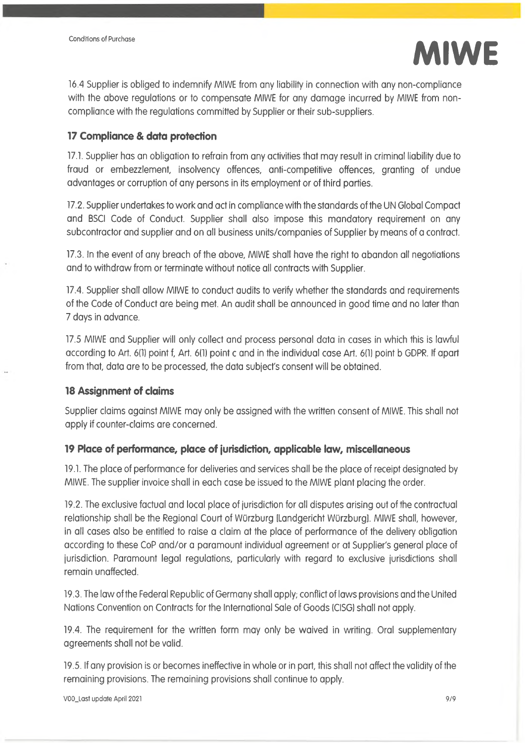16.4 Supplier is obliged to indemnify MIWE from any liability in connection with any non-compliance with the above regulations or to compensate MIWE for any damage incurred by MIWE from non-compliance with the regulations committed by Supplier or their sub-suppliers.

## 17 Compliance & data protection

17.1. Supplier has an obligation to refrain from any activities that may result in criminal liability due to fraud or embezzlement, insolvency offences, anti-competitive offences, granting of undue advantages or corruption of any persons in its employment or of third parties.

17.2. Supplier undertakes to work and act in compliance with the standards of the UN Global Compact and BSCI Code of Conduct. Supplier shall also impose this mandatory requirement on any subcontractor and supplier and on all business units/companies of Supplier by means of a contract.

17.3. In the event of any breach of the above, MIWE shall have the right to abandon all negotiations and to withdraw from or terminate without notice all contracts with Supplier.

17.4. Supplier shall allow MIWE to conduct audits to verify whether the standards and requirements of the Code of Conduct are being met. An audit shall be announced in good time and no later than 7 days in advance.

17.5 MIWE and Supplier will only collect and process personal data in cases in which this is lawful according to Art. 6(1) point f, Art. 6(1) point c and in the individual case Art. 6(1) point b GDPR. If apart from that, data are to be processed, the data subject's consent will be obtained.

## 18 Assignment of claims

Supplier claims against MIWE may only be assigned with the written consent of MIWE. This shall not apply if counter-claims are concerned.

## 19 Place of performance, place of jurisdiction, applicable law, miscellaneous

19.1. The place of performance for deliveries and services shall be the place of receipt designated by MIWE. The supplier invoice shall in each case be issued to the MIWE plant placing the order.

19.2. The exclusive factual and local place of jurisdiction for all disputes arising out of the contractual relationship shall be the Regional Court of Würzburg [Landgericht Würzburg]. MIWE shall, however, in all cases also be entitled to raise a claim at the place of performance of the delivery obligation according to these CoP and/or a paramount individual agreement or at Supplier's general place of jurisdiction. Paramount legal regulations, particularly with regard to exclusive jurisdictions shall remain unaffected.

19.3. The law of the Federal Republic of Germany shall apply; conflict of laws provisions and the United Nations Convention on Contracts for the International Sale of Goods (CISG) shall not apply.

19.4. The requirement for the written form may only be waived in writing. Oral supplementary agreements shall not be valid.

19.5. If any provision is or becomes ineffective in whole or in part, this shall not affect the validity of the remaining provisions. The remaining provisions shall continue to apply.

V00_Last update April 2021